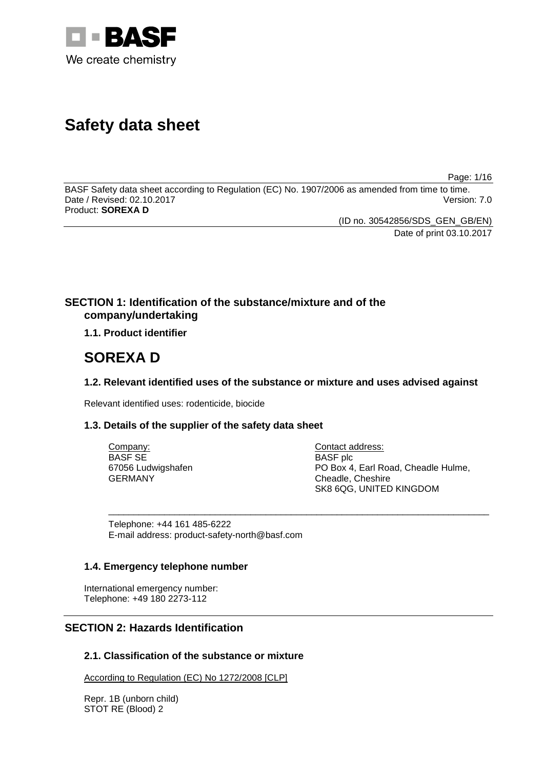# Safety data sheet

BASF Safety data sheet according to Regulation (EC) No. 1907/2006 as amended from time to time.
Date / Revised: 02.10.2017 Version: 7.0
Product: **SOREXA D**

(ID no. 30542856/SDS_GEN_GB/EN)
Date of print 03.10.2017

## SECTION 1: Identification of the substance/mixture and of the company/undertaking

### 1.1. Product identifier

# SOREXA D

### 1.2. Relevant identified uses of the substance or mixture and uses advised against

Relevant identified uses: rodenticide, biocide

### 1.3. Details of the supplier of the safety data sheet

Company:
BASF SE
67056 Ludwigshafen
GERMANY

Contact address:
BASF plc
PO Box 4, Earl Road, Cheadle Hulme,
Cheadle, Cheshire
SK8 6QG, UNITED KINGDOM

Telephone: +44 161 485-6222
E-mail address: product-safety-north@basf.com

### 1.4. Emergency telephone number

International emergency number:
Telephone: +49 180 2273-112

## SECTION 2: Hazards Identification

### 2.1. Classification of the substance or mixture

According to Regulation (EC) No 1272/2008 [CLP]

Repr. 1B (unborn child)
STOT RE (Blood) 2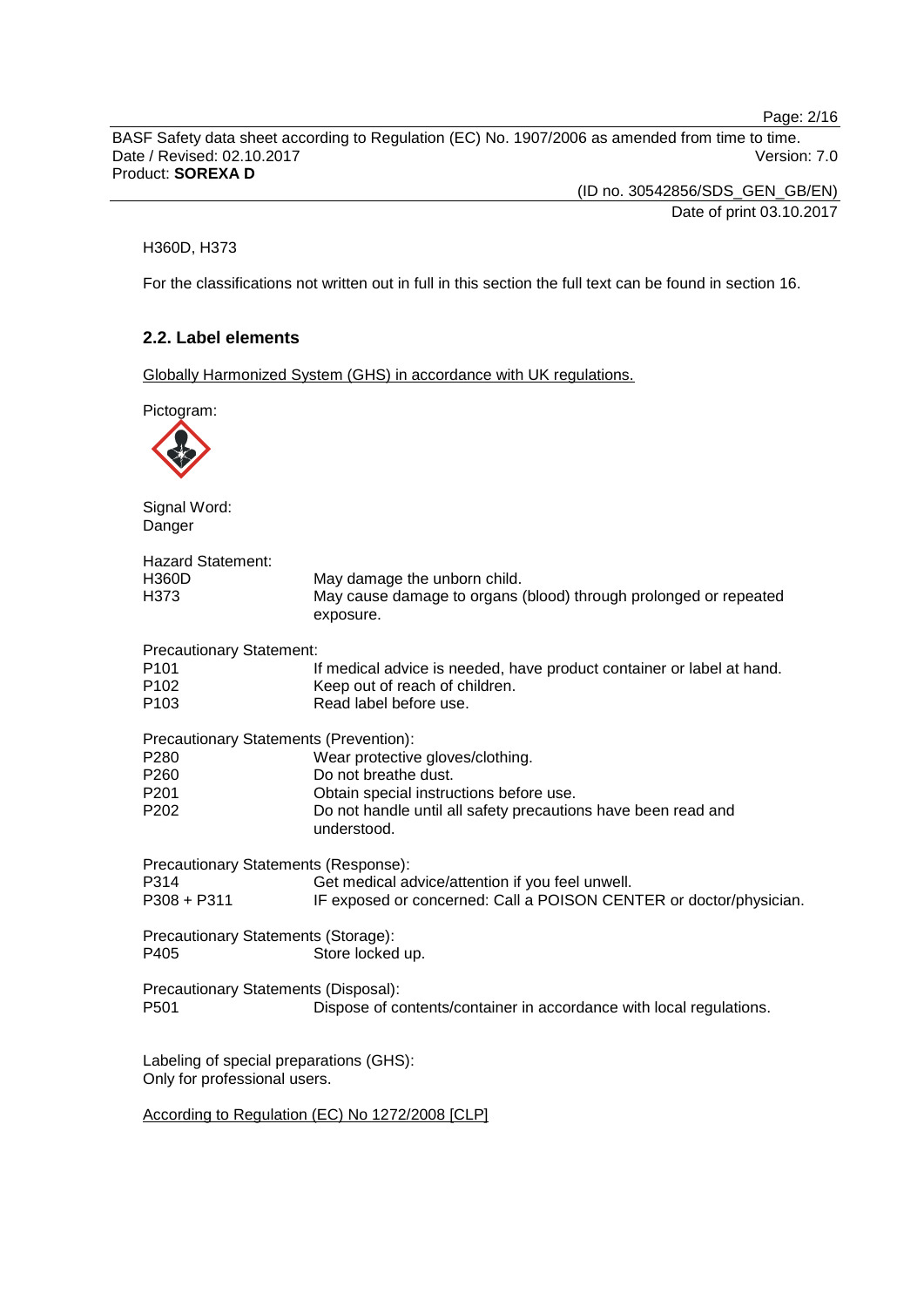H360D, H373

For the classifications not written out in full in this section the full text can be found in section 16.

## 2.2. Label elements

Globally Harmonized System (GHS) in accordance with UK regulations.

Pictogram:

Signal Word:
Danger

Hazard Statement:

| | |
|---|---|
| H360D | May damage the unborn child. |
| H373 | May cause damage to organs (blood) through prolonged or repeated exposure. |

Precautionary Statement:

| | |
|---|---|
| P101 | If medical advice is needed, have product container or label at hand. |
| P102 | Keep out of reach of children. |
| P103 | Read label before use. |

Precautionary Statements (Prevention):

| | |
|---|---|
| P280 | Wear protective gloves/clothing. |
| P260 | Do not breathe dust. |
| P201 | Obtain special instructions before use. |
| P202 | Do not handle until all safety precautions have been read and understood. |

Precautionary Statements (Response):

| | |
|---|---|
| P314 | Get medical advice/attention if you feel unwell. |
| P308 + P311 | IF exposed or concerned: Call a POISON CENTER or doctor/physician. |

Precautionary Statements (Storage):

| | |
|---|---|
| P405 | Store locked up. |

Precautionary Statements (Disposal):

| | |
|---|---|
| P501 | Dispose of contents/container in accordance with local regulations. |

Labeling of special preparations (GHS):
Only for professional users.

According to Regulation (EC) No 1272/2008 [CLP]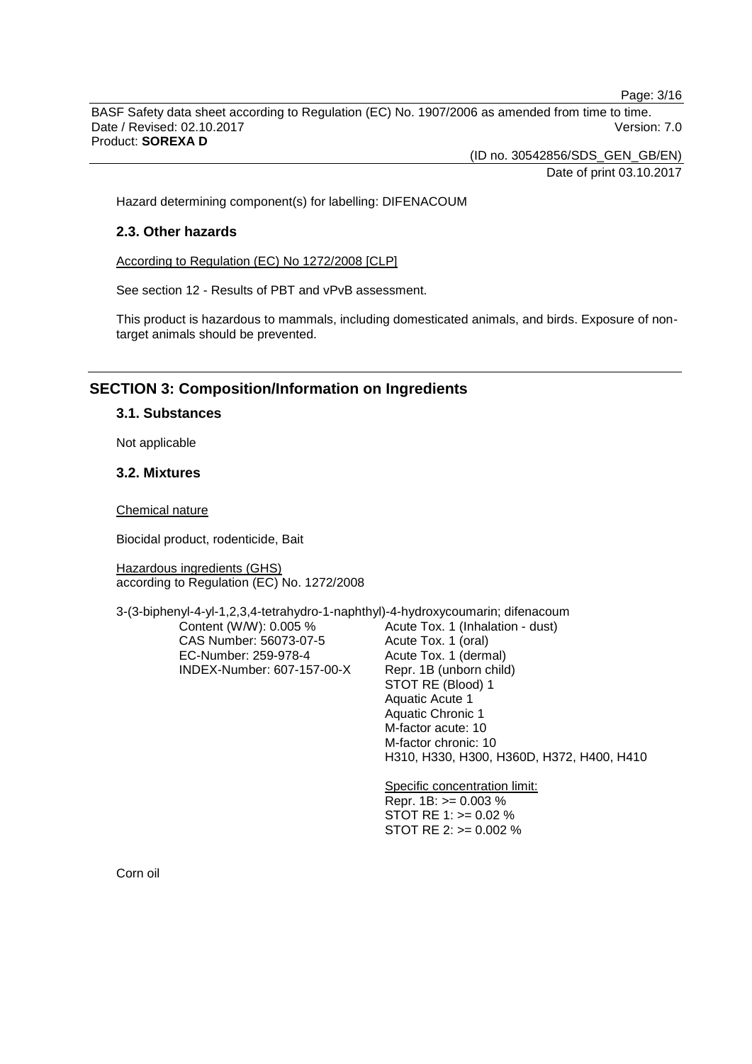Hazard determining component(s) for labelling: DIFENACOUM

## 2.3. Other hazards

According to Regulation (EC) No 1272/2008 [CLP]

See section 12 - Results of PBT and vPvB assessment.

This product is hazardous to mammals, including domesticated animals, and birds. Exposure of non-target animals should be prevented.

# SECTION 3: Composition/Information on Ingredients

## 3.1. Substances

Not applicable

## 3.2. Mixtures

Chemical nature

Biocidal product, rodenticide, Bait

Hazardous ingredients (GHS)
according to Regulation (EC) No. 1272/2008

3-(3-biphenyl-4-yl-1,2,3,4-tetrahydro-1-naphthyl)-4-hydroxycoumarin; difenacoum

| | |
|---|---|
| Content (W/W): 0.005 % | Acute Tox. 1 (Inhalation - dust) |
| CAS Number: 56073-07-5 | Acute Tox. 1 (oral) |
| EC-Number: 259-978-4 | Acute Tox. 1 (dermal) |
| INDEX-Number: 607-157-00-X | Repr. 1B (unborn child) |
| | STOT RE (Blood) 1 |
| | Aquatic Acute 1 |
| | Aquatic Chronic 1 |
| | M-factor acute: 10 |
| | M-factor chronic: 10 |
| | H310, H330, H300, H360D, H372, H400, H410 |
| | |
| | Specific concentration limit: |
| | Repr. 1B: >= 0.003 % |
| | STOT RE 1: >= 0.02 % |
| | STOT RE 2: >= 0.002 % |

Corn oil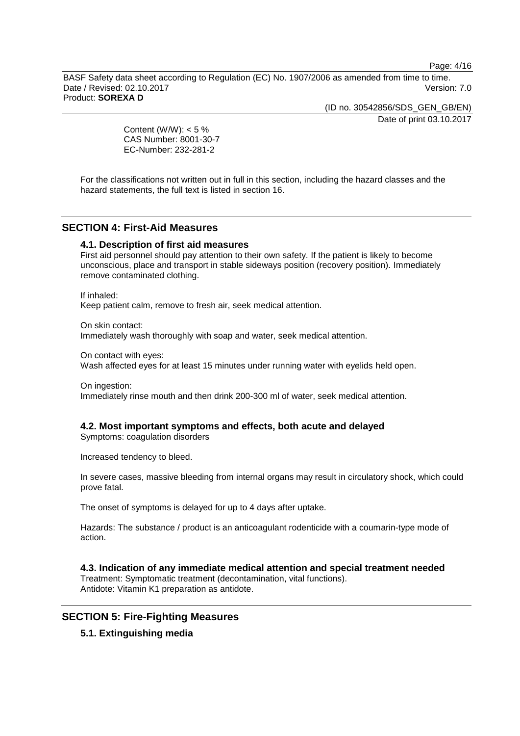Content (W/W): < 5 %
CAS Number: 8001-30-7
EC-Number: 232-281-2

For the classifications not written out in full in this section, including the hazard classes and the hazard statements, the full text is listed in section 16.

## SECTION 4: First-Aid Measures

### 4.1. Description of first aid measures

First aid personnel should pay attention to their own safety. If the patient is likely to become unconscious, place and transport in stable sideways position (recovery position). Immediately remove contaminated clothing.

If inhaled:
Keep patient calm, remove to fresh air, seek medical attention.

On skin contact:
Immediately wash thoroughly with soap and water, seek medical attention.

On contact with eyes:
Wash affected eyes for at least 15 minutes under running water with eyelids held open.

On ingestion:
Immediately rinse mouth and then drink 200-300 ml of water, seek medical attention.

### 4.2. Most important symptoms and effects, both acute and delayed

Symptoms: coagulation disorders

Increased tendency to bleed.

In severe cases, massive bleeding from internal organs may result in circulatory shock, which could prove fatal.

The onset of symptoms is delayed for up to 4 days after uptake.

Hazards: The substance / product is an anticoagulant rodenticide with a coumarin-type mode of action.

### 4.3. Indication of any immediate medical attention and special treatment needed

Treatment: Symptomatic treatment (decontamination, vital functions).
Antidote: Vitamin K1 preparation as antidote.

## SECTION 5: Fire-Fighting Measures

### 5.1. Extinguishing media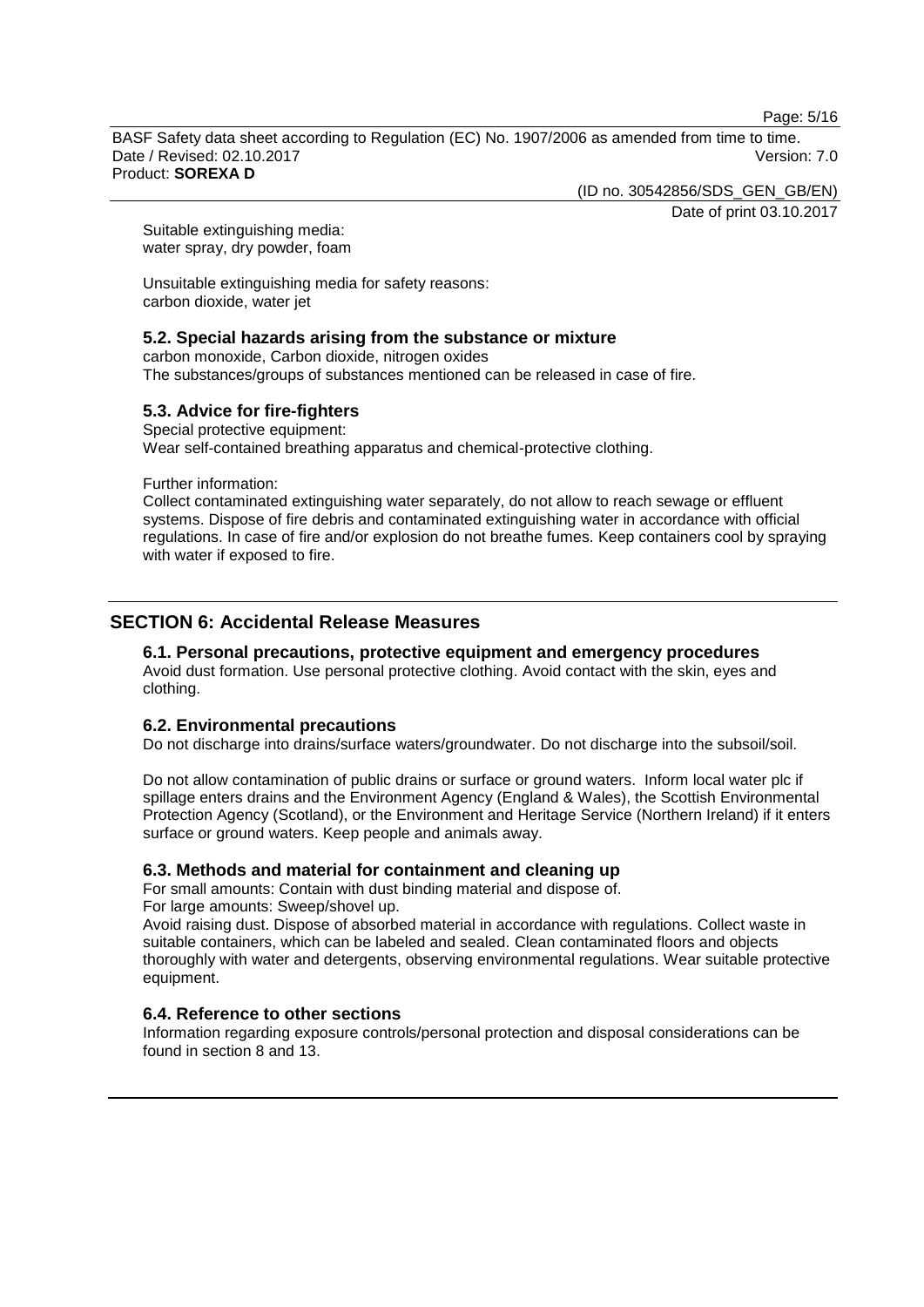Suitable extinguishing media:
water spray, dry powder, foam

Unsuitable extinguishing media for safety reasons:
carbon dioxide, water jet

### 5.2. Special hazards arising from the substance or mixture

carbon monoxide, Carbon dioxide, nitrogen oxides
The substances/groups of substances mentioned can be released in case of fire.

### 5.3. Advice for fire-fighters

Special protective equipment:
Wear self-contained breathing apparatus and chemical-protective clothing.

Further information:
Collect contaminated extinguishing water separately, do not allow to reach sewage or effluent systems. Dispose of fire debris and contaminated extinguishing water in accordance with official regulations. In case of fire and/or explosion do not breathe fumes. Keep containers cool by spraying with water if exposed to fire.

## SECTION 6: Accidental Release Measures

### 6.1. Personal precautions, protective equipment and emergency procedures

Avoid dust formation. Use personal protective clothing. Avoid contact with the skin, eyes and clothing.

### 6.2. Environmental precautions

Do not discharge into drains/surface waters/groundwater. Do not discharge into the subsoil/soil.

Do not allow contamination of public drains or surface or ground waters. Inform local water plc if spillage enters drains and the Environment Agency (England & Wales), the Scottish Environmental Protection Agency (Scotland), or the Environment and Heritage Service (Northern Ireland) if it enters surface or ground waters. Keep people and animals away.

### 6.3. Methods and material for containment and cleaning up

For small amounts: Contain with dust binding material and dispose of.
For large amounts: Sweep/shovel up.
Avoid raising dust. Dispose of absorbed material in accordance with regulations. Collect waste in suitable containers, which can be labeled and sealed. Clean contaminated floors and objects thoroughly with water and detergents, observing environmental regulations. Wear suitable protective equipment.

### 6.4. Reference to other sections

Information regarding exposure controls/personal protection and disposal considerations can be found in section 8 and 13.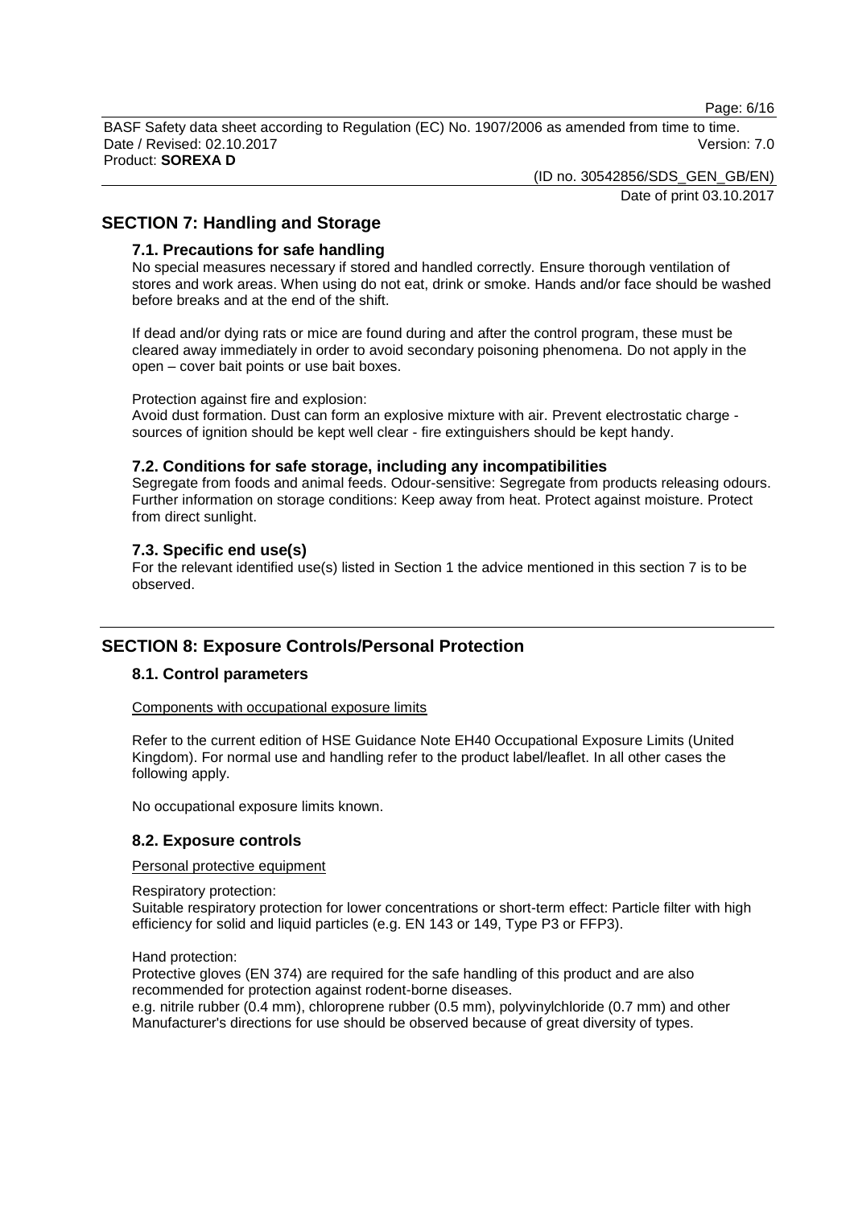## SECTION 7: Handling and Storage

### 7.1. Precautions for safe handling

No special measures necessary if stored and handled correctly. Ensure thorough ventilation of stores and work areas. When using do not eat, drink or smoke. Hands and/or face should be washed before breaks and at the end of the shift.

If dead and/or dying rats or mice are found during and after the control program, these must be cleared away immediately in order to avoid secondary poisoning phenomena. Do not apply in the open – cover bait points or use bait boxes.

Protection against fire and explosion:
Avoid dust formation. Dust can form an explosive mixture with air. Prevent electrostatic charge - sources of ignition should be kept well clear - fire extinguishers should be kept handy.

### 7.2. Conditions for safe storage, including any incompatibilities

Segregate from foods and animal feeds. Odour-sensitive: Segregate from products releasing odours. Further information on storage conditions: Keep away from heat. Protect against moisture. Protect from direct sunlight.

### 7.3. Specific end use(s)

For the relevant identified use(s) listed in Section 1 the advice mentioned in this section 7 is to be observed.

## SECTION 8: Exposure Controls/Personal Protection

### 8.1. Control parameters

Components with occupational exposure limits

Refer to the current edition of HSE Guidance Note EH40 Occupational Exposure Limits (United Kingdom). For normal use and handling refer to the product label/leaflet. In all other cases the following apply.

No occupational exposure limits known.

### 8.2. Exposure controls

Personal protective equipment

Respiratory protection:
Suitable respiratory protection for lower concentrations or short-term effect: Particle filter with high efficiency for solid and liquid particles (e.g. EN 143 or 149, Type P3 or FFP3).

Hand protection:
Protective gloves (EN 374) are required for the safe handling of this product and are also recommended for protection against rodent-borne diseases.
e.g. nitrile rubber (0.4 mm), chloroprene rubber (0.5 mm), polyvinylchloride (0.7 mm) and other
Manufacturer's directions for use should be observed because of great diversity of types.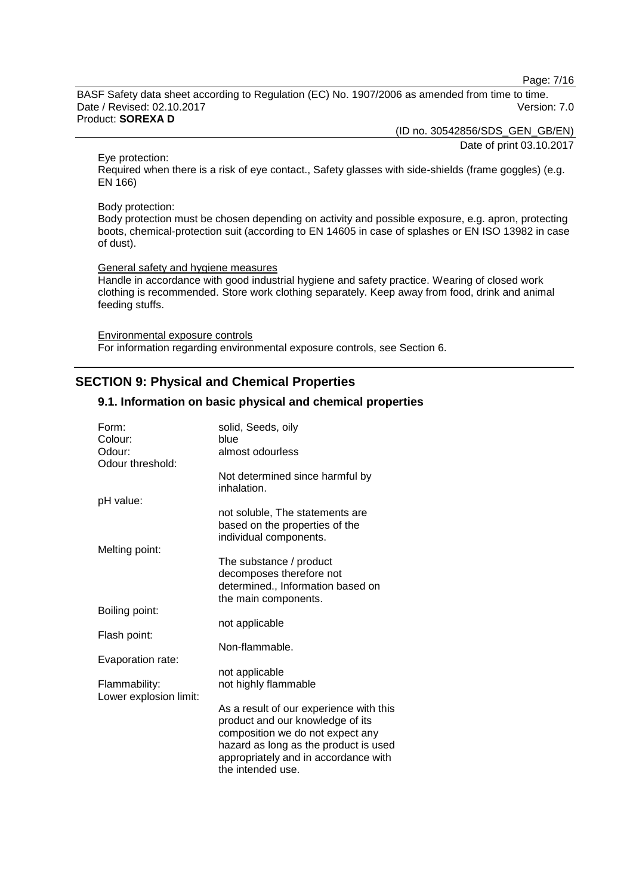Eye protection:
Required when there is a risk of eye contact., Safety glasses with side-shields (frame goggles) (e.g. EN 166)

Body protection:
Body protection must be chosen depending on activity and possible exposure, e.g. apron, protecting boots, chemical-protection suit (according to EN 14605 in case of splashes or EN ISO 13982 in case of dust).

General safety and hygiene measures
Handle in accordance with good industrial hygiene and safety practice. Wearing of closed work clothing is recommended. Store work clothing separately. Keep away from food, drink and animal feeding stuffs.

Environmental exposure controls
For information regarding environmental exposure controls, see Section 6.

## SECTION 9: Physical and Chemical Properties

### 9.1. Information on basic physical and chemical properties

| | |
|---|---|
| Form: | solid, Seeds, oily |
| Colour: | blue |
| Odour: | almost odourless |
| Odour threshold: | Not determined since harmful by inhalation. |
| pH value: | not soluble, The statements are based on the properties of the individual components. |
| Melting point: | The substance / product decomposes therefore not determined., Information based on the main components. |
| Boiling point: | not applicable |
| Flash point: | Non-flammable. |
| Evaporation rate: | not applicable |
| Flammability: | not highly flammable |
| Lower explosion limit: | As a result of our experience with this product and our knowledge of its composition we do not expect any hazard as long as the product is used appropriately and in accordance with the intended use. |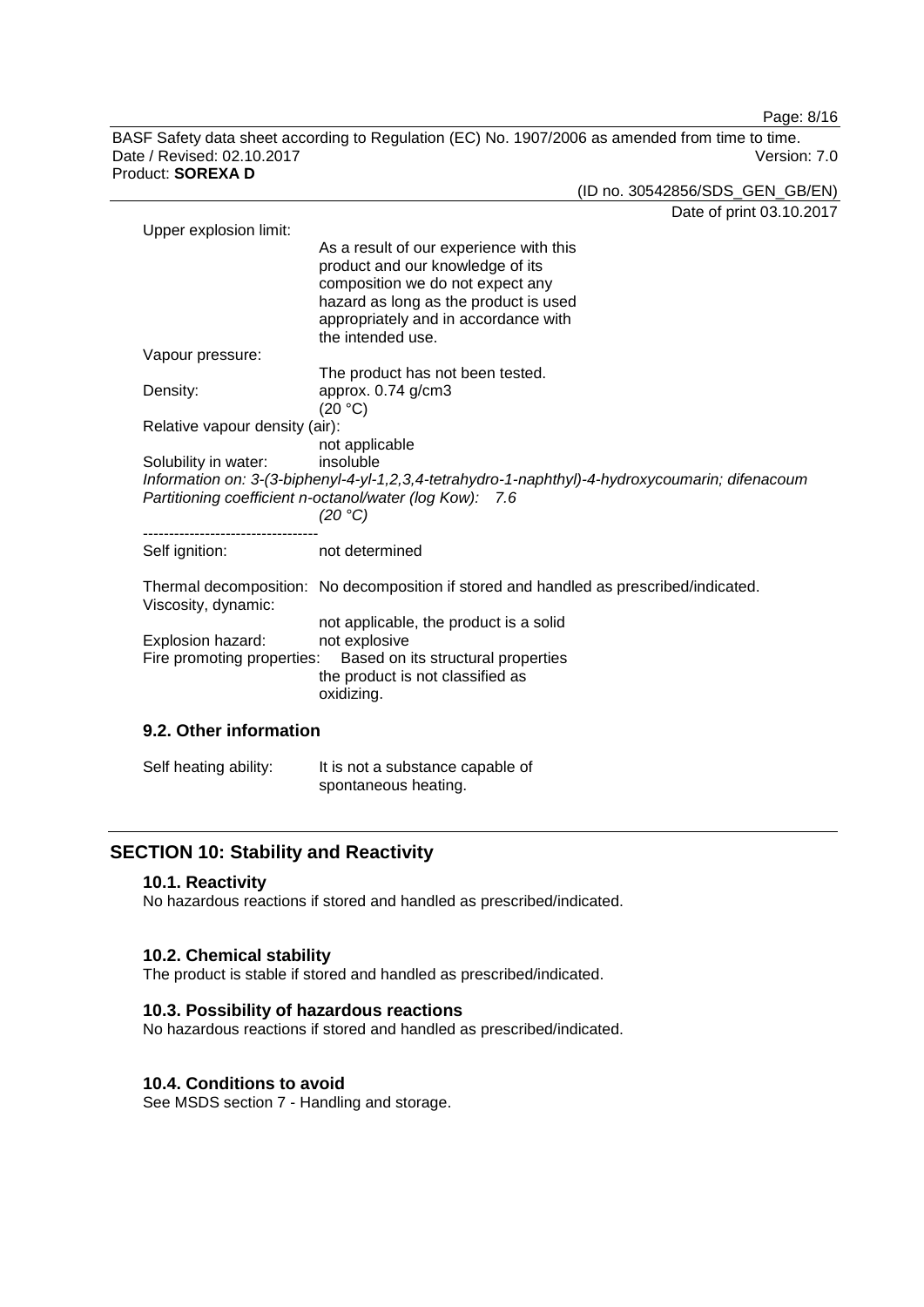Upper explosion limit:

As a result of our experience with this product and our knowledge of its composition we do not expect any hazard as long as the product is used appropriately and in accordance with the intended use.

Vapour pressure:

The product has not been tested.

Density: approx. 0.74 g/cm3
(20 °C)

Relative vapour density (air):
not applicable

Solubility in water: insoluble

*Information on: 3-(3-biphenyl-4-yl-1,2,3,4-tetrahydro-1-naphthyl)-4-hydroxycoumarin; difenacoum*
*Partitioning coefficient n-octanol/water (log Kow): 7.6*
*(20 °C)*

----------------------------------

Self ignition: not determined

Thermal decomposition: No decomposition if stored and handled as prescribed/indicated.

Viscosity, dynamic:
not applicable, the product is a solid

Explosion hazard: not explosive

Fire promoting properties: Based on its structural properties the product is not classified as oxidizing.

### 9.2. Other information

Self heating ability: It is not a substance capable of spontaneous heating.

## SECTION 10: Stability and Reactivity

### 10.1. Reactivity

No hazardous reactions if stored and handled as prescribed/indicated.

### 10.2. Chemical stability

The product is stable if stored and handled as prescribed/indicated.

### 10.3. Possibility of hazardous reactions

No hazardous reactions if stored and handled as prescribed/indicated.

### 10.4. Conditions to avoid

See MSDS section 7 - Handling and storage.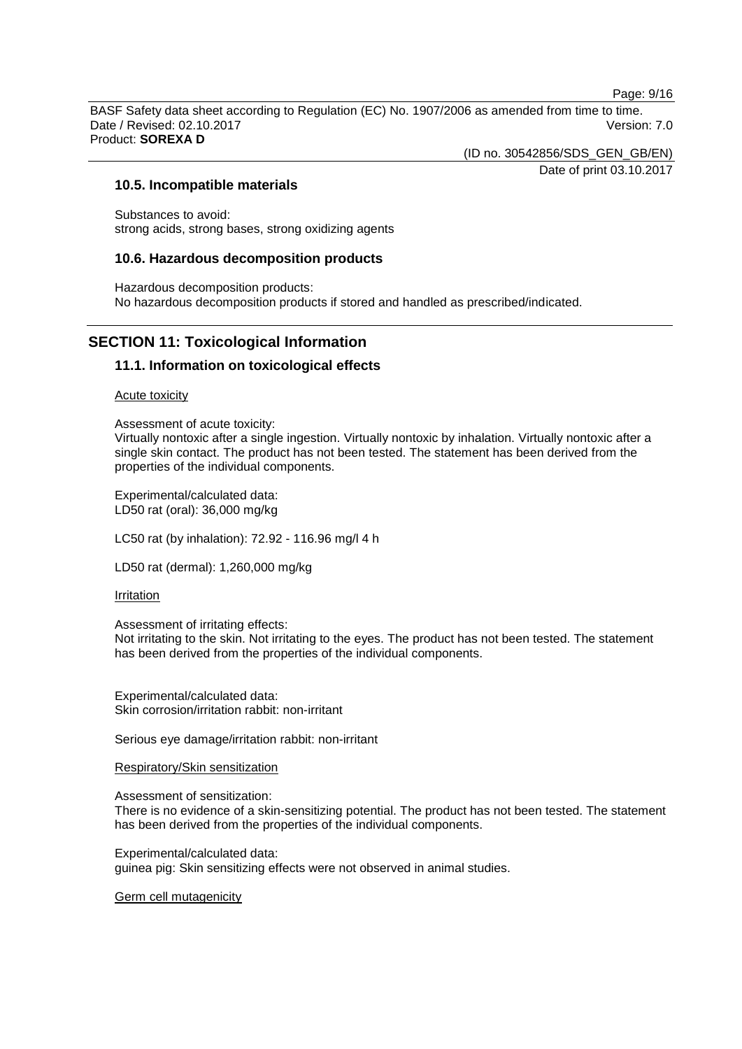### 10.5. Incompatible materials

Substances to avoid:
strong acids, strong bases, strong oxidizing agents

### 10.6. Hazardous decomposition products

Hazardous decomposition products:
No hazardous decomposition products if stored and handled as prescribed/indicated.

## SECTION 11: Toxicological Information

### 11.1. Information on toxicological effects

Acute toxicity

Assessment of acute toxicity:
Virtually nontoxic after a single ingestion. Virtually nontoxic by inhalation. Virtually nontoxic after a single skin contact. The product has not been tested. The statement has been derived from the properties of the individual components.

Experimental/calculated data:
LD50 rat (oral): 36,000 mg/kg

LC50 rat (by inhalation): 72.92 - 116.96 mg/l 4 h

LD50 rat (dermal): 1,260,000 mg/kg

Irritation

Assessment of irritating effects:
Not irritating to the skin. Not irritating to the eyes. The product has not been tested. The statement has been derived from the properties of the individual components.

Experimental/calculated data:
Skin corrosion/irritation rabbit: non-irritant

Serious eye damage/irritation rabbit: non-irritant

Respiratory/Skin sensitization

Assessment of sensitization:
There is no evidence of a skin-sensitizing potential. The product has not been tested. The statement has been derived from the properties of the individual components.

Experimental/calculated data:
guinea pig: Skin sensitizing effects were not observed in animal studies.

Germ cell mutagenicity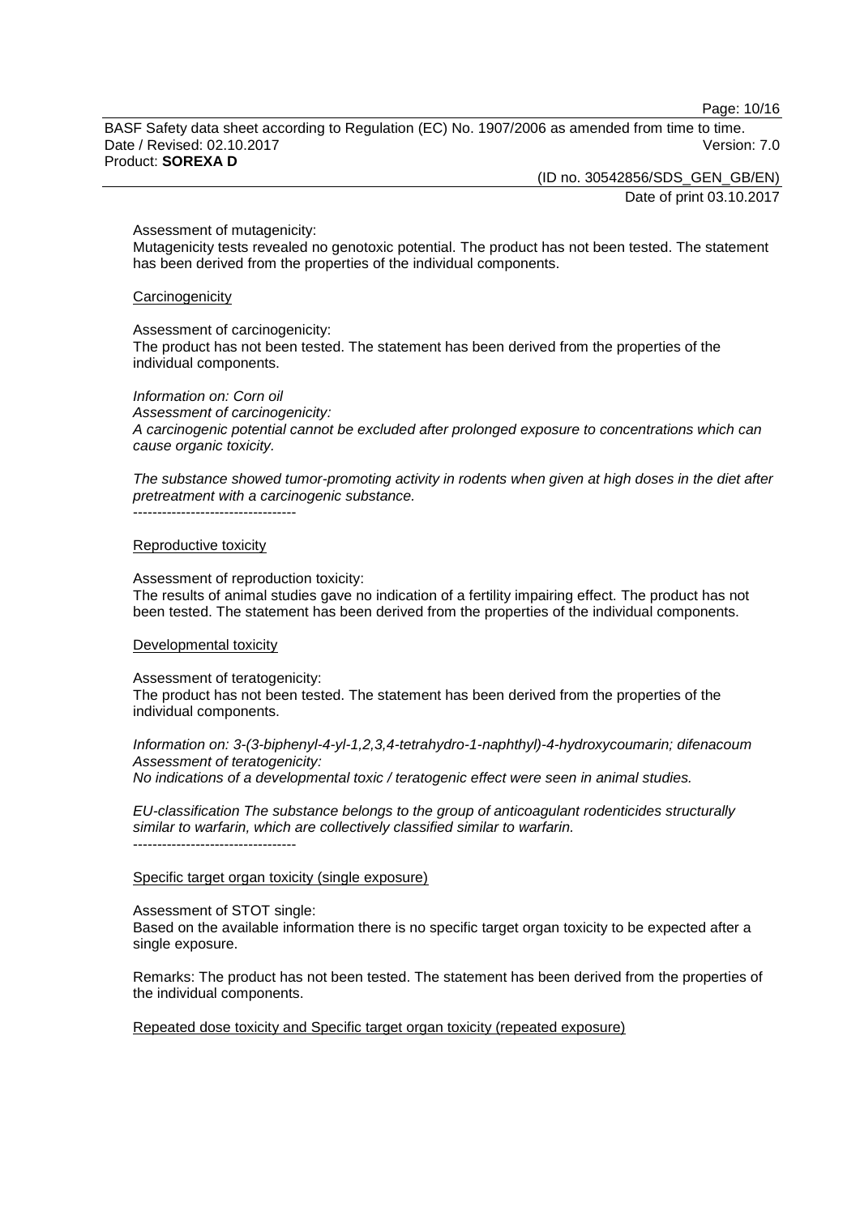Assessment of mutagenicity:
Mutagenicity tests revealed no genotoxic potential. The product has not been tested. The statement has been derived from the properties of the individual components.

Carcinogenicity

Assessment of carcinogenicity:
The product has not been tested. The statement has been derived from the properties of the individual components.

*Information on: Corn oil*
*Assessment of carcinogenicity:*
*A carcinogenic potential cannot be excluded after prolonged exposure to concentrations which can cause organic toxicity.*

*The substance showed tumor-promoting activity in rodents when given at high doses in the diet after pretreatment with a carcinogenic substance.*
----------------------------------

Reproductive toxicity

Assessment of reproduction toxicity:
The results of animal studies gave no indication of a fertility impairing effect. The product has not been tested. The statement has been derived from the properties of the individual components.

Developmental toxicity

Assessment of teratogenicity:
The product has not been tested. The statement has been derived from the properties of the individual components.

*Information on: 3-(3-biphenyl-4-yl-1,2,3,4-tetrahydro-1-naphthyl)-4-hydroxycoumarin; difenacoum*
*Assessment of teratogenicity:*
*No indications of a developmental toxic / teratogenic effect were seen in animal studies.*

*EU-classification The substance belongs to the group of anticoagulant rodenticides structurally similar to warfarin, which are collectively classified similar to warfarin.*
----------------------------------

Specific target organ toxicity (single exposure)

Assessment of STOT single:
Based on the available information there is no specific target organ toxicity to be expected after a single exposure.

Remarks: The product has not been tested. The statement has been derived from the properties of the individual components.

Repeated dose toxicity and Specific target organ toxicity (repeated exposure)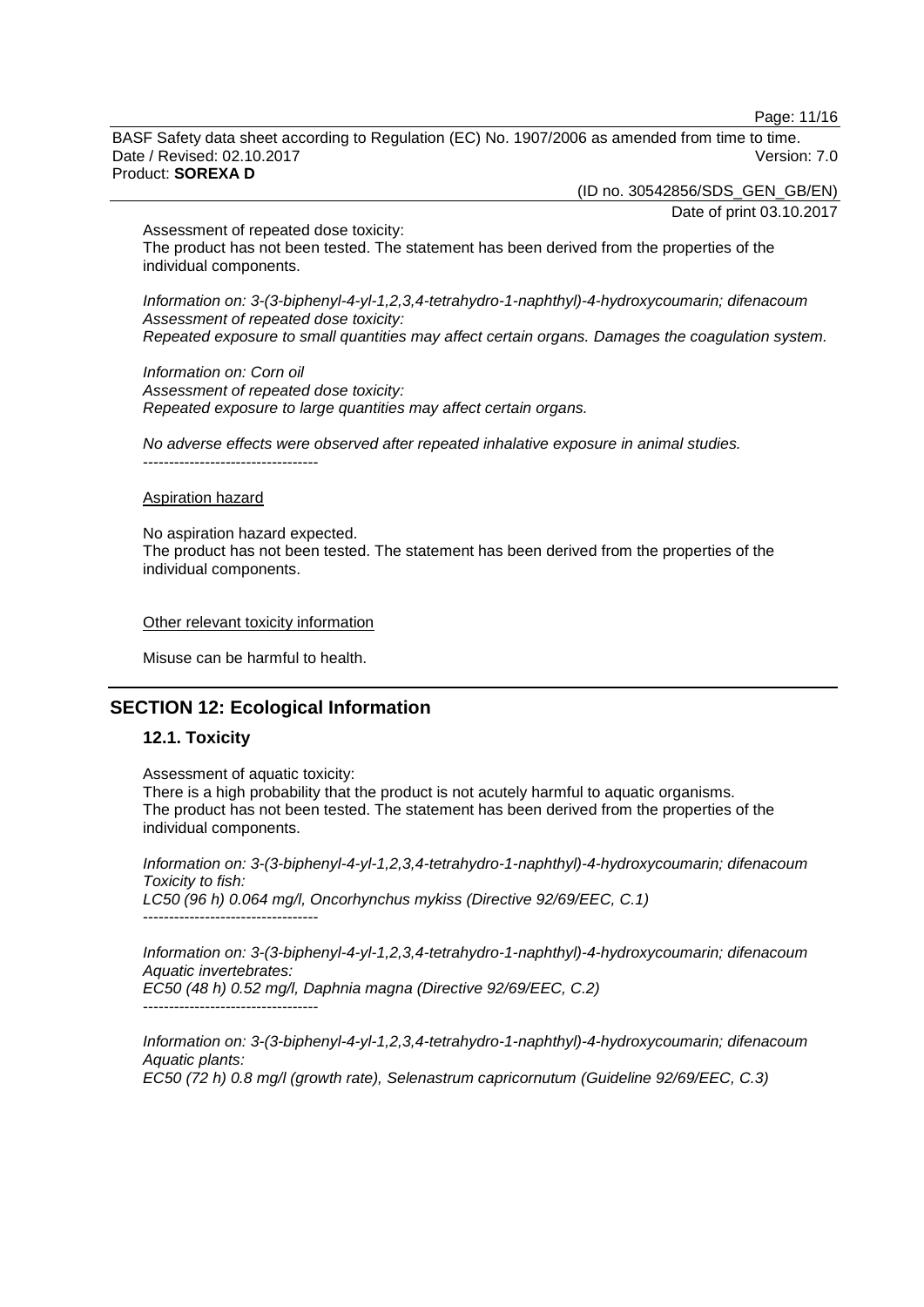Assessment of repeated dose toxicity:
The product has not been tested. The statement has been derived from the properties of the individual components.

*Information on: 3-(3-biphenyl-4-yl-1,2,3,4-tetrahydro-1-naphthyl)-4-hydroxycoumarin; difenacoum*
*Assessment of repeated dose toxicity:*
*Repeated exposure to small quantities may affect certain organs. Damages the coagulation system.*

*Information on: Corn oil*
*Assessment of repeated dose toxicity:*
*Repeated exposure to large quantities may affect certain organs.*

*No adverse effects were observed after repeated inhalative exposure in animal studies.*
----------------------------------

Aspiration hazard

No aspiration hazard expected.
The product has not been tested. The statement has been derived from the properties of the individual components.

Other relevant toxicity information

Misuse can be harmful to health.

## SECTION 12: Ecological Information

### 12.1. Toxicity

Assessment of aquatic toxicity:
There is a high probability that the product is not acutely harmful to aquatic organisms.
The product has not been tested. The statement has been derived from the properties of the individual components.

*Information on: 3-(3-biphenyl-4-yl-1,2,3,4-tetrahydro-1-naphthyl)-4-hydroxycoumarin; difenacoum*
*Toxicity to fish:*
*LC50 (96 h) 0.064 mg/l, Oncorhynchus mykiss (Directive 92/69/EEC, C.1)*
----------------------------------

*Information on: 3-(3-biphenyl-4-yl-1,2,3,4-tetrahydro-1-naphthyl)-4-hydroxycoumarin; difenacoum*
*Aquatic invertebrates:*
*EC50 (48 h) 0.52 mg/l, Daphnia magna (Directive 92/69/EEC, C.2)*
----------------------------------

*Information on: 3-(3-biphenyl-4-yl-1,2,3,4-tetrahydro-1-naphthyl)-4-hydroxycoumarin; difenacoum*
*Aquatic plants:*
*EC50 (72 h) 0.8 mg/l (growth rate), Selenastrum capricornutum (Guideline 92/69/EEC, C.3)*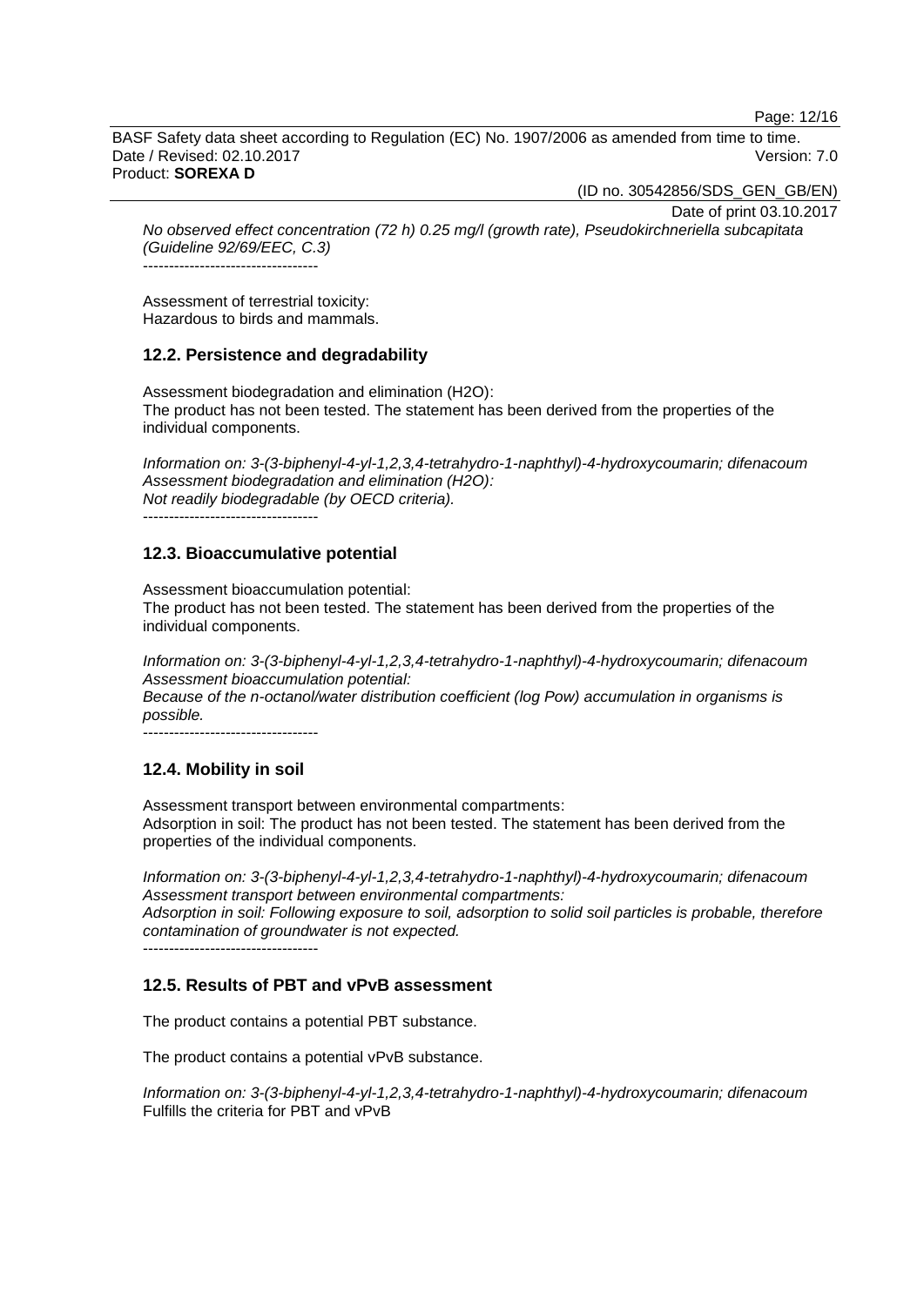*No observed effect concentration (72 h) 0.25 mg/l (growth rate), Pseudokirchneriella subcapitata (Guideline 92/69/EEC, C.3)*

----------------------------------

Assessment of terrestrial toxicity:
Hazardous to birds and mammals.

## 12.2. Persistence and degradability

Assessment biodegradation and elimination (H2O):
The product has not been tested. The statement has been derived from the properties of the individual components.

*Information on: 3-(3-biphenyl-4-yl-1,2,3,4-tetrahydro-1-naphthyl)-4-hydroxycoumarin; difenacoum*
*Assessment biodegradation and elimination (H2O):*
*Not readily biodegradable (by OECD criteria).*

----------------------------------

## 12.3. Bioaccumulative potential

Assessment bioaccumulation potential:
The product has not been tested. The statement has been derived from the properties of the individual components.

*Information on: 3-(3-biphenyl-4-yl-1,2,3,4-tetrahydro-1-naphthyl)-4-hydroxycoumarin; difenacoum*
*Assessment bioaccumulation potential:*
*Because of the n-octanol/water distribution coefficient (log Pow) accumulation in organisms is possible.*

----------------------------------

## 12.4. Mobility in soil

Assessment transport between environmental compartments:
Adsorption in soil: The product has not been tested. The statement has been derived from the properties of the individual components.

*Information on: 3-(3-biphenyl-4-yl-1,2,3,4-tetrahydro-1-naphthyl)-4-hydroxycoumarin; difenacoum*
*Assessment transport between environmental compartments:*
*Adsorption in soil: Following exposure to soil, adsorption to solid soil particles is probable, therefore contamination of groundwater is not expected.*

----------------------------------

## 12.5. Results of PBT and vPvB assessment

The product contains a potential PBT substance.

The product contains a potential vPvB substance.

*Information on: 3-(3-biphenyl-4-yl-1,2,3,4-tetrahydro-1-naphthyl)-4-hydroxycoumarin; difenacoum*
Fulfills the criteria for PBT and vPvB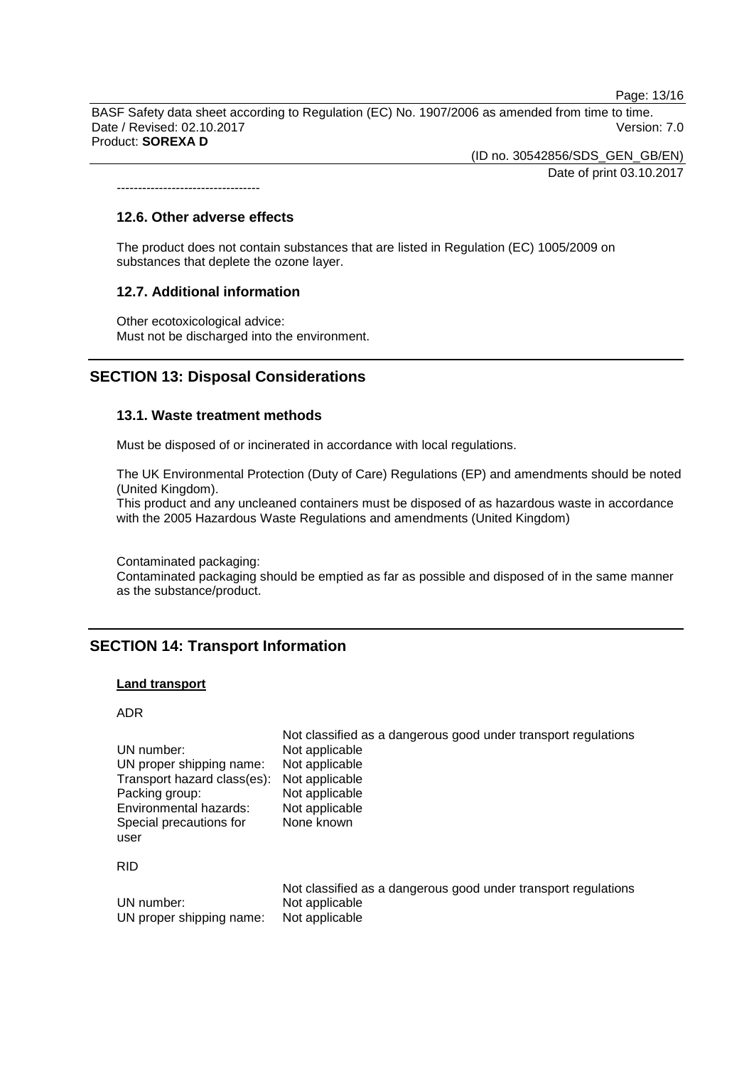----------------------------------

### 12.6. Other adverse effects

The product does not contain substances that are listed in Regulation (EC) 1005/2009 on substances that deplete the ozone layer.

### 12.7. Additional information

Other ecotoxicological advice:
Must not be discharged into the environment.

## SECTION 13: Disposal Considerations

### 13.1. Waste treatment methods

Must be disposed of or incinerated in accordance with local regulations.

The UK Environmental Protection (Duty of Care) Regulations (EP) and amendments should be noted (United Kingdom).
This product and any uncleaned containers must be disposed of as hazardous waste in accordance with the 2005 Hazardous Waste Regulations and amendments (United Kingdom)

Contaminated packaging:
Contaminated packaging should be emptied as far as possible and disposed of in the same manner as the substance/product.

## SECTION 14: Transport Information

**Land transport**

ADR

| | Not classified as a dangerous good under transport regulations |
|---|---|
| UN number: | Not applicable |
| UN proper shipping name: | Not applicable |
| Transport hazard class(es): | Not applicable |
| Packing group: | Not applicable |
| Environmental hazards: | Not applicable |
| Special precautions for user | None known |

RID

| | Not classified as a dangerous good under transport regulations |
|---|---|
| UN number: | Not applicable |
| UN proper shipping name: | Not applicable |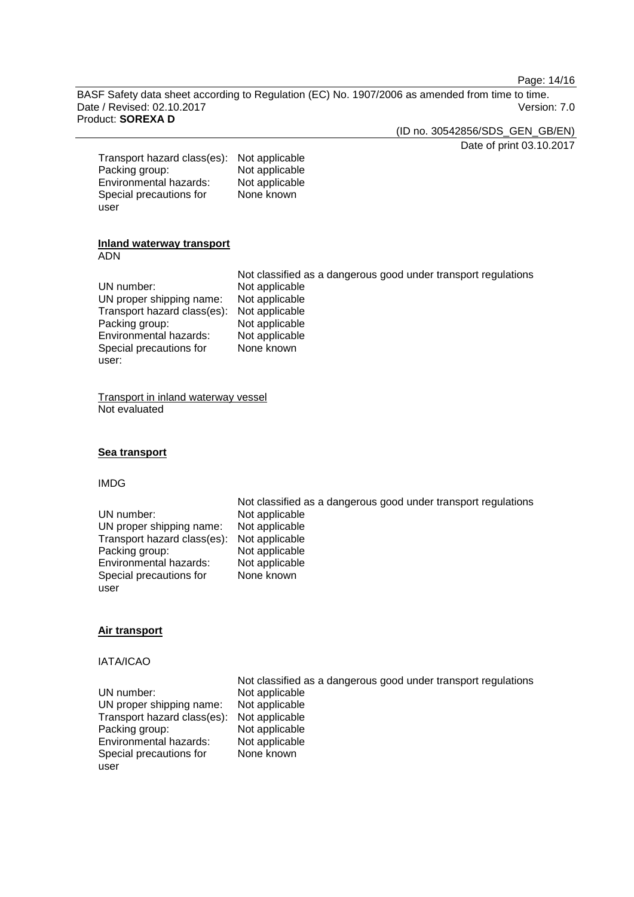| | |
|---|---|
| Transport hazard class(es): | Not applicable |
| Packing group: | Not applicable |
| Environmental hazards: | Not applicable |
| Special precautions for user | None known |

**Inland waterway transport**

ADN

Not classified as a dangerous good under transport regulations

| | |
|---|---|
| UN number: | Not applicable |
| UN proper shipping name: | Not applicable |
| Transport hazard class(es): | Not applicable |
| Packing group: | Not applicable |
| Environmental hazards: | Not applicable |
| Special precautions for user: | None known |

Transport in inland waterway vessel

Not evaluated

**Sea transport**

IMDG

Not classified as a dangerous good under transport regulations

| | |
|---|---|
| UN number: | Not applicable |
| UN proper shipping name: | Not applicable |
| Transport hazard class(es): | Not applicable |
| Packing group: | Not applicable |
| Environmental hazards: | Not applicable |
| Special precautions for user | None known |

**Air transport**

IATA/ICAO

Not classified as a dangerous good under transport regulations

| | |
|---|---|
| UN number: | Not applicable |
| UN proper shipping name: | Not applicable |
| Transport hazard class(es): | Not applicable |
| Packing group: | Not applicable |
| Environmental hazards: | Not applicable |
| Special precautions for user | None known |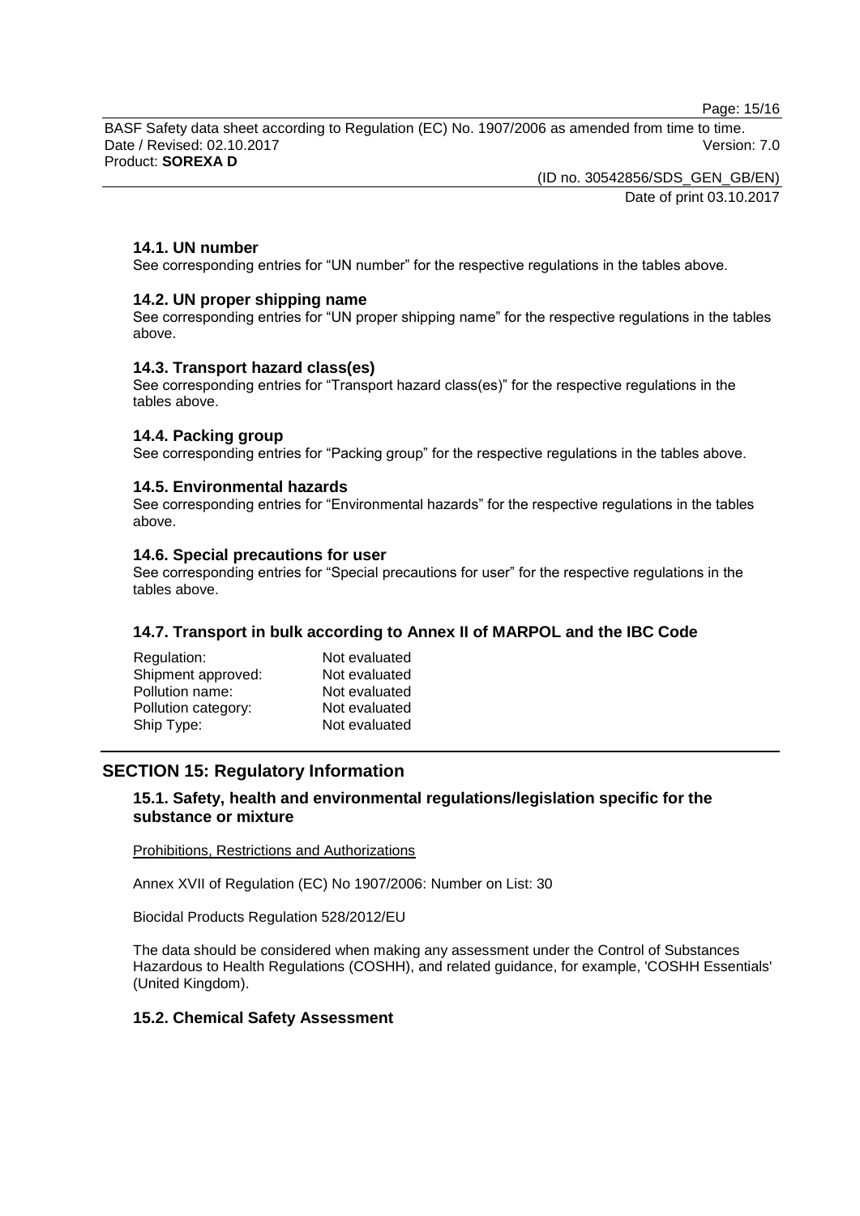### 14.1. UN number

See corresponding entries for “UN number” for the respective regulations in the tables above.

### 14.2. UN proper shipping name

See corresponding entries for “UN proper shipping name” for the respective regulations in the tables above.

### 14.3. Transport hazard class(es)

See corresponding entries for “Transport hazard class(es)” for the respective regulations in the tables above.

### 14.4. Packing group

See corresponding entries for “Packing group” for the respective regulations in the tables above.

### 14.5. Environmental hazards

See corresponding entries for “Environmental hazards” for the respective regulations in the tables above.

### 14.6. Special precautions for user

See corresponding entries for “Special precautions for user” for the respective regulations in the tables above.

### 14.7. Transport in bulk according to Annex II of MARPOL and the IBC Code

| | |
|---|---|
| Regulation: | Not evaluated |
| Shipment approved: | Not evaluated |
| Pollution name: | Not evaluated |
| Pollution category: | Not evaluated |
| Ship Type: | Not evaluated |

## SECTION 15: Regulatory Information

### 15.1. Safety, health and environmental regulations/legislation specific for the substance or mixture

Prohibitions, Restrictions and Authorizations

Annex XVII of Regulation (EC) No 1907/2006: Number on List: 30

Biocidal Products Regulation 528/2012/EU

The data should be considered when making any assessment under the Control of Substances Hazardous to Health Regulations (COSHH), and related guidance, for example, 'COSHH Essentials' (United Kingdom).

### 15.2. Chemical Safety Assessment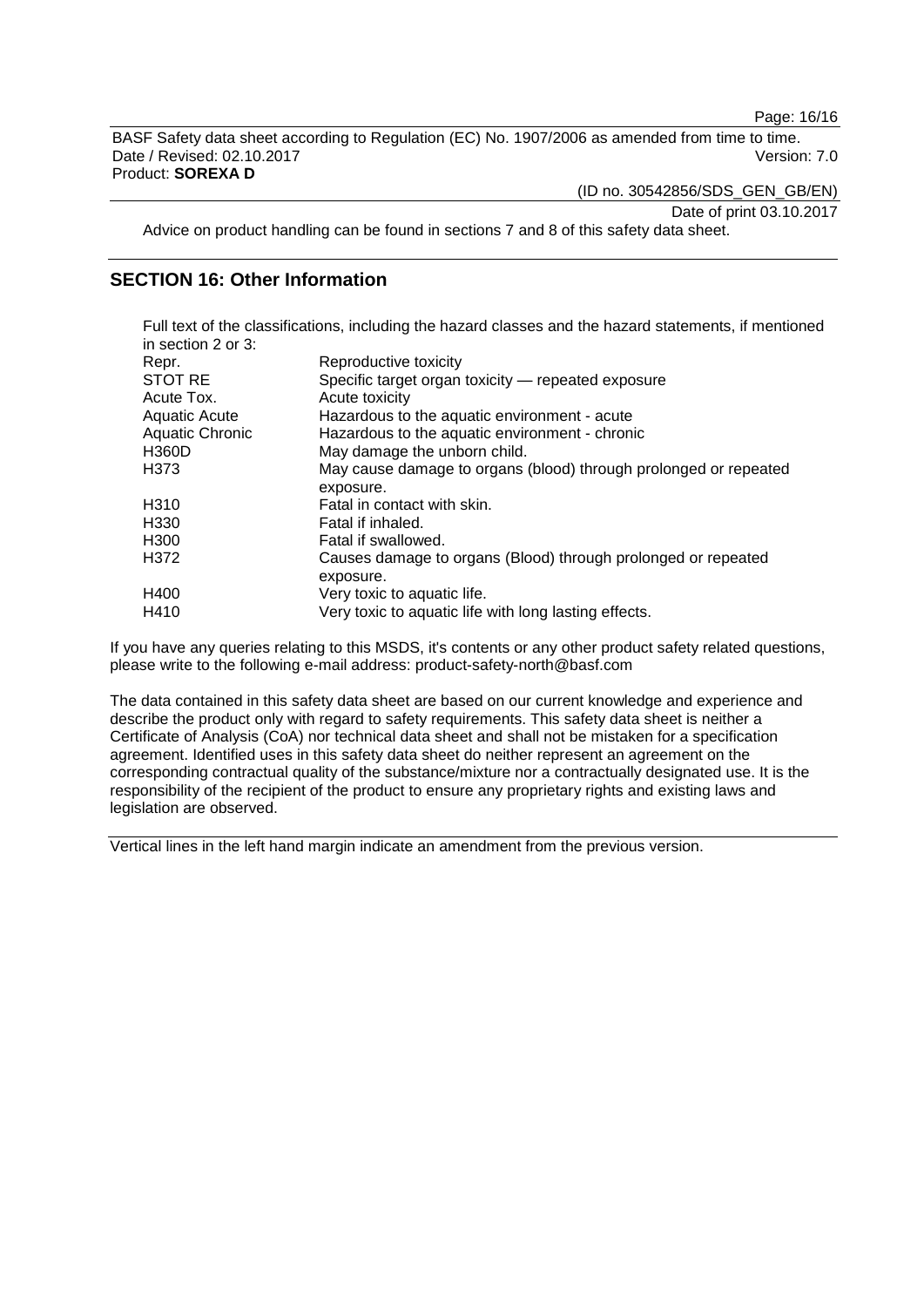Advice on product handling can be found in sections 7 and 8 of this safety data sheet.

## SECTION 16: Other Information

Full text of the classifications, including the hazard classes and the hazard statements, if mentioned in section 2 or 3:

| | |
|---|---|
| Repr. | Reproductive toxicity |
| STOT RE | Specific target organ toxicity — repeated exposure |
| Acute Tox. | Acute toxicity |
| Aquatic Acute | Hazardous to the aquatic environment - acute |
| Aquatic Chronic | Hazardous to the aquatic environment - chronic |
| H360D | May damage the unborn child. |
| H373 | May cause damage to organs (blood) through prolonged or repeated exposure. |
| H310 | Fatal in contact with skin. |
| H330 | Fatal if inhaled. |
| H300 | Fatal if swallowed. |
| H372 | Causes damage to organs (Blood) through prolonged or repeated exposure. |
| H400 | Very toxic to aquatic life. |
| H410 | Very toxic to aquatic life with long lasting effects. |

If you have any queries relating to this MSDS, it's contents or any other product safety related questions, please write to the following e-mail address: product-safety-north@basf.com

The data contained in this safety data sheet are based on our current knowledge and experience and describe the product only with regard to safety requirements. This safety data sheet is neither a Certificate of Analysis (CoA) nor technical data sheet and shall not be mistaken for a specification agreement. Identified uses in this safety data sheet do neither represent an agreement on the corresponding contractual quality of the substance/mixture nor a contractually designated use. It is the responsibility of the recipient of the product to ensure any proprietary rights and existing laws and legislation are observed.

Vertical lines in the left hand margin indicate an amendment from the previous version.